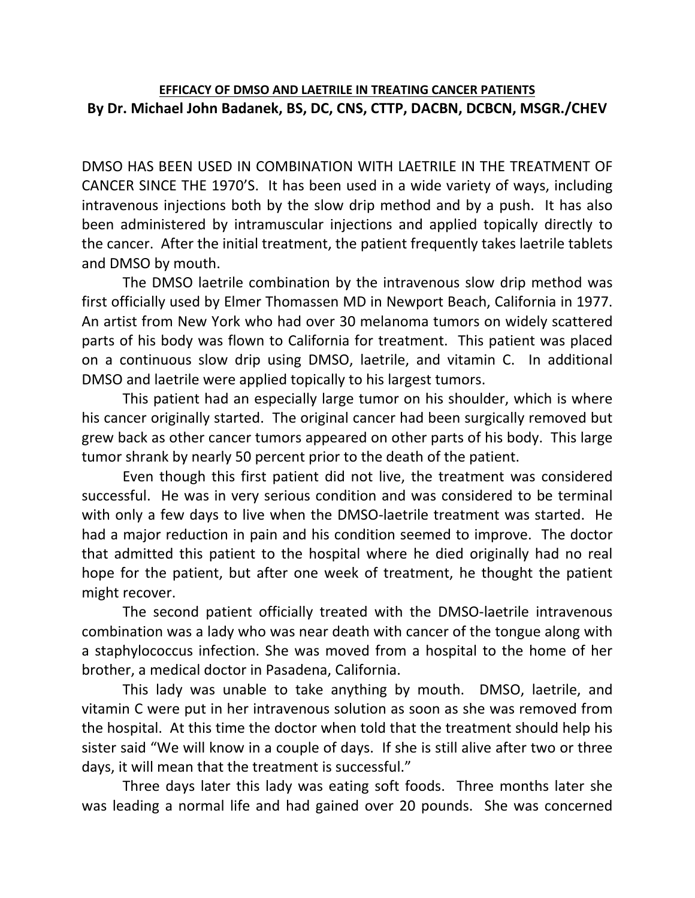**EFFICACY OF DMSO AND LAETRILE IN TREATING CANCER PATIENTS**

**By Dr. Michael John Badanek, BS, DC, CNS, CTTP, DACBN, DCBCN, MSGR./CHEV**

DMSO HAS BEEN USED IN COMBINATION WITH LAETRILE IN THE TREATMENT OF CANCER SINCE THE 1970'S. It has been used in a wide variety of ways, including intravenous injections both by the slow drip method and by a push. It has also been administered by intramuscular injections and applied topically directly to the cancer. After the initial treatment, the patient frequently takes laetrile tablets and DMSO by mouth.

The DMSO laetrile combination by the intravenous slow drip method was first officially used by Elmer Thomassen MD in Newport Beach, California in 1977. An artist from New York who had over 30 melanoma tumors on widely scattered parts of his body was flown to California for treatment. This patient was placed on a continuous slow drip using DMSO, laetrile, and vitamin C. In additional DMSO and laetrile were applied topically to his largest tumors.

This patient had an especially large tumor on his shoulder, which is where his cancer originally started. The original cancer had been surgically removed but grew back as other cancer tumors appeared on other parts of his body. This large tumor shrank by nearly 50 percent prior to the death of the patient.

Even though this first patient did not live, the treatment was considered successful. He was in very serious condition and was considered to be terminal with only a few days to live when the DMSO-laetrile treatment was started. He had a major reduction in pain and his condition seemed to improve. The doctor that admitted this patient to the hospital where he died originally had no real hope for the patient, but after one week of treatment, he thought the patient might recover.

The second patient officially treated with the DMSO-laetrile intravenous combination was a lady who was near death with cancer of the tongue along with a staphylococcus infection. She was moved from a hospital to the home of her brother, a medical doctor in Pasadena, California.

This lady was unable to take anything by mouth. DMSO, laetrile, and vitamin C were put in her intravenous solution as soon as she was removed from the hospital. At this time the doctor when told that the treatment should help his sister said "We will know in a couple of days. If she is still alive after two or three days, it will mean that the treatment is successful."

Three days later this lady was eating soft foods. Three months later she was leading a normal life and had gained over 20 pounds. She was concerned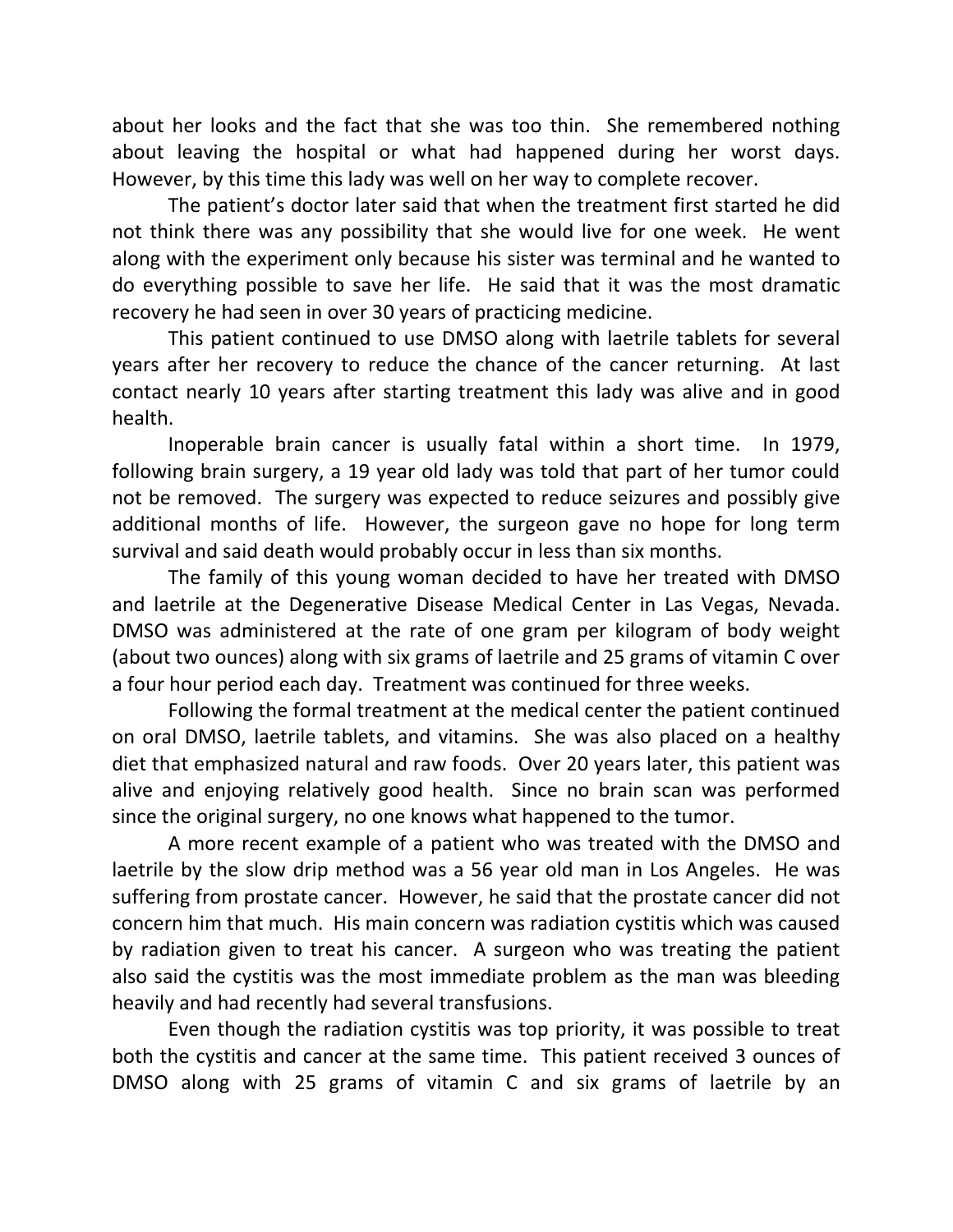about her looks and the fact that she was too thin. She remembered nothing about leaving the hospital or what had happened during her worst days. However, by this time this lady was well on her way to complete recover.

The patient's doctor later said that when the treatment first started he did not think there was any possibility that she would live for one week. He went along with the experiment only because his sister was terminal and he wanted to do everything possible to save her life. He said that it was the most dramatic recovery he had seen in over 30 years of practicing medicine.

This patient continued to use DMSO along with laetrile tablets for several years after her recovery to reduce the chance of the cancer returning. At last contact nearly 10 years after starting treatment this lady was alive and in good health.

Inoperable brain cancer is usually fatal within a short time. In 1979, following brain surgery, a 19 year old lady was told that part of her tumor could not be removed. The surgery was expected to reduce seizures and possibly give additional months of life. However, the surgeon gave no hope for long term survival and said death would probably occur in less than six months.

The family of this young woman decided to have her treated with DMSO and laetrile at the Degenerative Disease Medical Center in Las Vegas, Nevada. DMSO was administered at the rate of one gram per kilogram of body weight (about two ounces) along with six grams of laetrile and 25 grams of vitamin C over a four hour period each day. Treatment was continued for three weeks.

Following the formal treatment at the medical center the patient continued on oral DMSO, laetrile tablets, and vitamins. She was also placed on a healthy diet that emphasized natural and raw foods. Over 20 years later, this patient was alive and enjoying relatively good health. Since no brain scan was performed since the original surgery, no one knows what happened to the tumor.

A more recent example of a patient who was treated with the DMSO and laetrile by the slow drip method was a 56 year old man in Los Angeles. He was suffering from prostate cancer. However, he said that the prostate cancer did not concern him that much. His main concern was radiation cystitis which was caused by radiation given to treat his cancer. A surgeon who was treating the patient also said the cystitis was the most immediate problem as the man was bleeding heavily and had recently had several transfusions.

Even though the radiation cystitis was top priority, it was possible to treat both the cystitis and cancer at the same time. This patient received 3 ounces of DMSO along with 25 grams of vitamin C and six grams of laetrile by an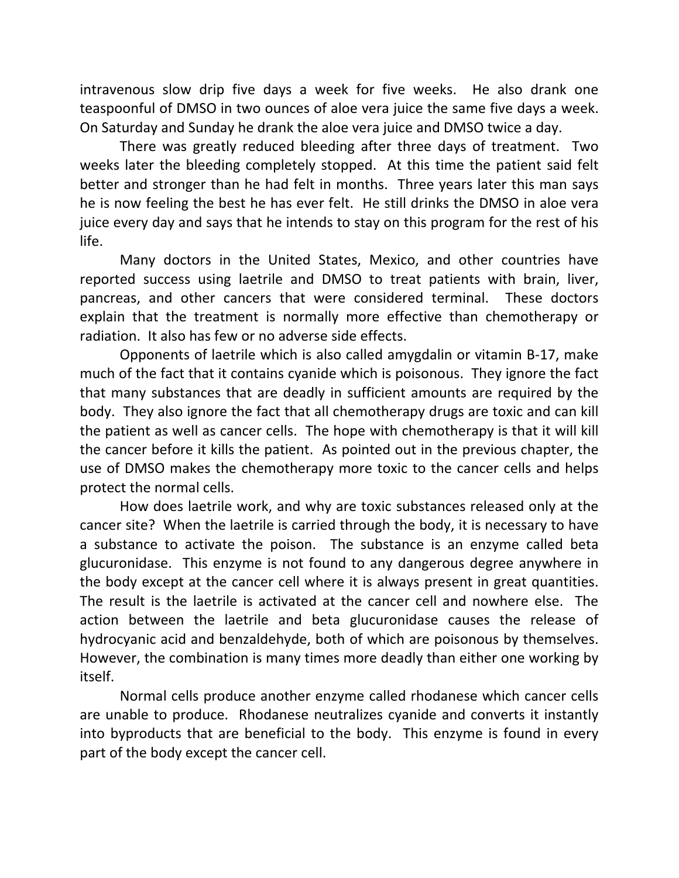intravenous slow drip five days a week for five weeks. He also drank one teaspoonful of DMSO in two ounces of aloe vera juice the same five days a week. On Saturday and Sunday he drank the aloe vera juice and DMSO twice a day.

There was greatly reduced bleeding after three days of treatment. Two weeks later the bleeding completely stopped. At this time the patient said felt better and stronger than he had felt in months. Three years later this man says he is now feeling the best he has ever felt. He still drinks the DMSO in aloe vera juice every day and says that he intends to stay on this program for the rest of his life.

Many doctors in the United States, Mexico, and other countries have reported success using laetrile and DMSO to treat patients with brain, liver, pancreas, and other cancers that were considered terminal. These doctors explain that the treatment is normally more effective than chemotherapy or radiation. It also has few or no adverse side effects.

Opponents of laetrile which is also called amygdalin or vitamin B-17, make much of the fact that it contains cyanide which is poisonous. They ignore the fact that many substances that are deadly in sufficient amounts are required by the body. They also ignore the fact that all chemotherapy drugs are toxic and can kill the patient as well as cancer cells. The hope with chemotherapy is that it will kill the cancer before it kills the patient. As pointed out in the previous chapter, the use of DMSO makes the chemotherapy more toxic to the cancer cells and helps protect the normal cells.

How does laetrile work, and why are toxic substances released only at the cancer site? When the laetrile is carried through the body, it is necessary to have a substance to activate the poison. The substance is an enzyme called beta glucuronidase. This enzyme is not found to any dangerous degree anywhere in the body except at the cancer cell where it is always present in great quantities. The result is the laetrile is activated at the cancer cell and nowhere else. The action between the laetrile and beta glucuronidase causes the release of hydrocyanic acid and benzaldehyde, both of which are poisonous by themselves. However, the combination is many times more deadly than either one working by itself.

Normal cells produce another enzyme called rhodanese which cancer cells are unable to produce. Rhodanese neutralizes cyanide and converts it instantly into byproducts that are beneficial to the body. This enzyme is found in every part of the body except the cancer cell.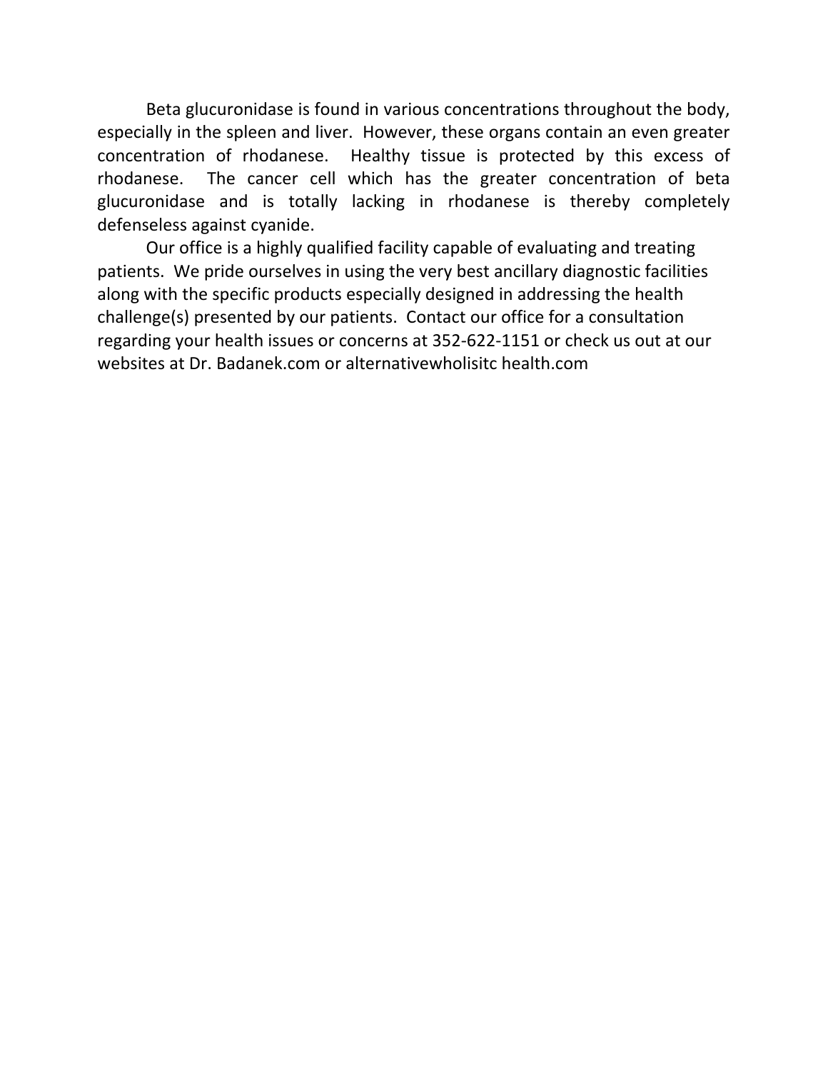Beta glucuronidase is found in various concentrations throughout the body, especially in the spleen and liver. However, these organs contain an even greater concentration of rhodanese. Healthy tissue is protected by this excess of rhodanese. The cancer cell which has the greater concentration of beta glucuronidase and is totally lacking in rhodanese is thereby completely defenseless against cyanide.

Our office is a highly qualified facility capable of evaluating and treating patients. We pride ourselves in using the very best ancillary diagnostic facilities along with the specific products especially designed in addressing the health challenge(s) presented by our patients. Contact our office for a consultation regarding your health issues or concerns at 352-622-1151 or check us out at our websites at Dr. Badanek.com or alternativewholisitc health.com